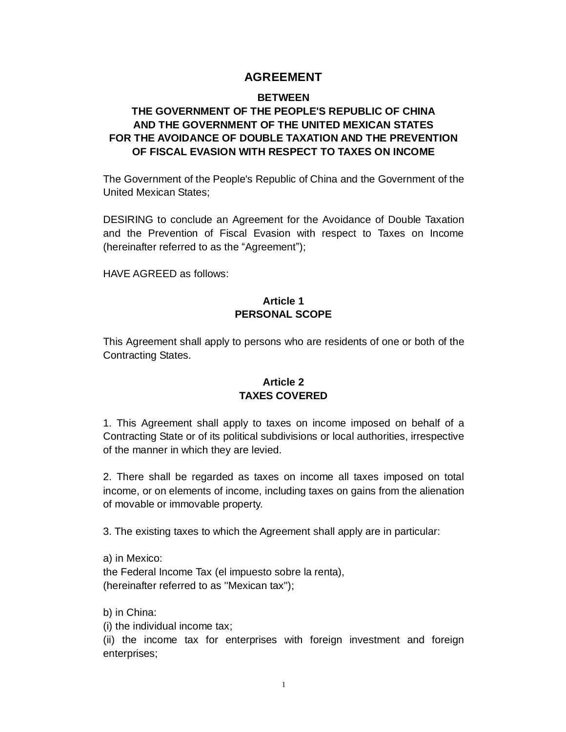# AGREEMENT

## BETWEEN
## THE GOVERNMENT OF THE PEOPLE'S REPUBLIC OF CHINA
## AND THE GOVERNMENT OF THE UNITED MEXICAN STATES
## FOR THE AVOIDANCE OF DOUBLE TAXATION AND THE PREVENTION OF FISCAL EVASION WITH RESPECT TO TAXES ON INCOME

The Government of the People's Republic of China and the Government of the United Mexican States;

DESIRING to conclude an Agreement for the Avoidance of Double Taxation and the Prevention of Fiscal Evasion with respect to Taxes on Income (hereinafter referred to as the “Agreement”);

HAVE AGREED as follows:

### Article 1
### PERSONAL SCOPE

This Agreement shall apply to persons who are residents of one or both of the Contracting States.

### Article 2
### TAXES COVERED

1. This Agreement shall apply to taxes on income imposed on behalf of a Contracting State or of its political subdivisions or local authorities, irrespective of the manner in which they are levied.

2. There shall be regarded as taxes on income all taxes imposed on total income, or on elements of income, including taxes on gains from the alienation of movable or immovable property.

3. The existing taxes to which the Agreement shall apply are in particular:

a) in Mexico:
the Federal Income Tax (el impuesto sobre la renta),
(hereinafter referred to as "Mexican tax");

b) in China:
(i) the individual income tax;
(ii) the income tax for enterprises with foreign investment and foreign enterprises;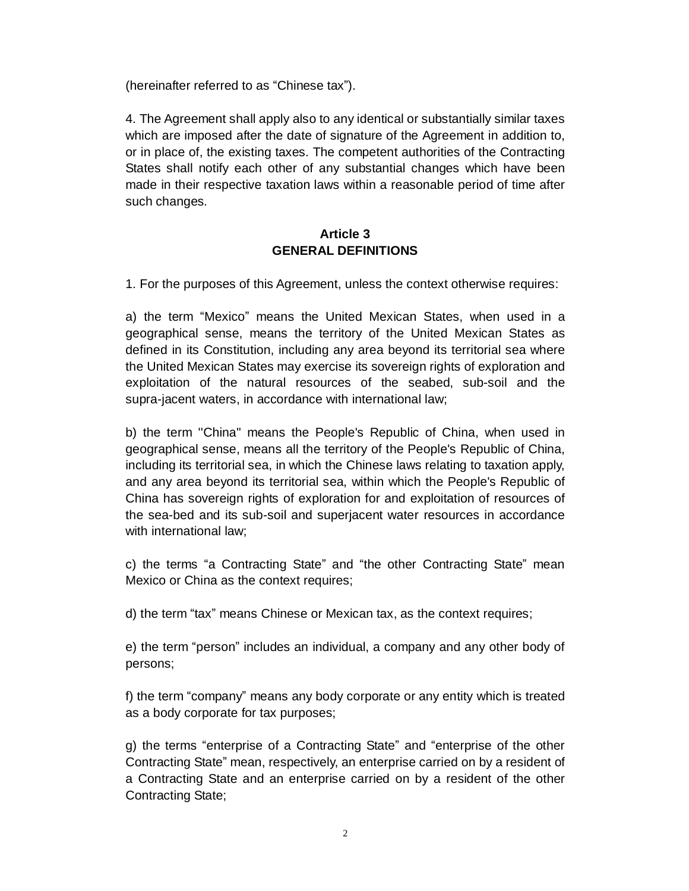(hereinafter referred to as “Chinese tax”).

4. The Agreement shall apply also to any identical or substantially similar taxes which are imposed after the date of signature of the Agreement in addition to, or in place of, the existing taxes. The competent authorities of the Contracting States shall notify each other of any substantial changes which have been made in their respective taxation laws within a reasonable period of time after such changes.

## Article 3
## GENERAL DEFINITIONS

1. For the purposes of this Agreement, unless the context otherwise requires:

a) the term “Mexico” means the United Mexican States, when used in a geographical sense, means the territory of the United Mexican States as defined in its Constitution, including any area beyond its territorial sea where the United Mexican States may exercise its sovereign rights of exploration and exploitation of the natural resources of the seabed, sub-soil and the supra-jacent waters, in accordance with international law;

b) the term "China" means the People's Republic of China, when used in geographical sense, means all the territory of the People's Republic of China, including its territorial sea, in which the Chinese laws relating to taxation apply, and any area beyond its territorial sea, within which the People's Republic of China has sovereign rights of exploration for and exploitation of resources of the sea-bed and its sub-soil and superjacent water resources in accordance with international law;

c) the terms “a Contracting State” and “the other Contracting State” mean Mexico or China as the context requires;

d) the term “tax” means Chinese or Mexican tax, as the context requires;

e) the term “person” includes an individual, a company and any other body of persons;

f) the term “company” means any body corporate or any entity which is treated as a body corporate for tax purposes;

g) the terms “enterprise of a Contracting State” and “enterprise of the other Contracting State” mean, respectively, an enterprise carried on by a resident of a Contracting State and an enterprise carried on by a resident of the other Contracting State;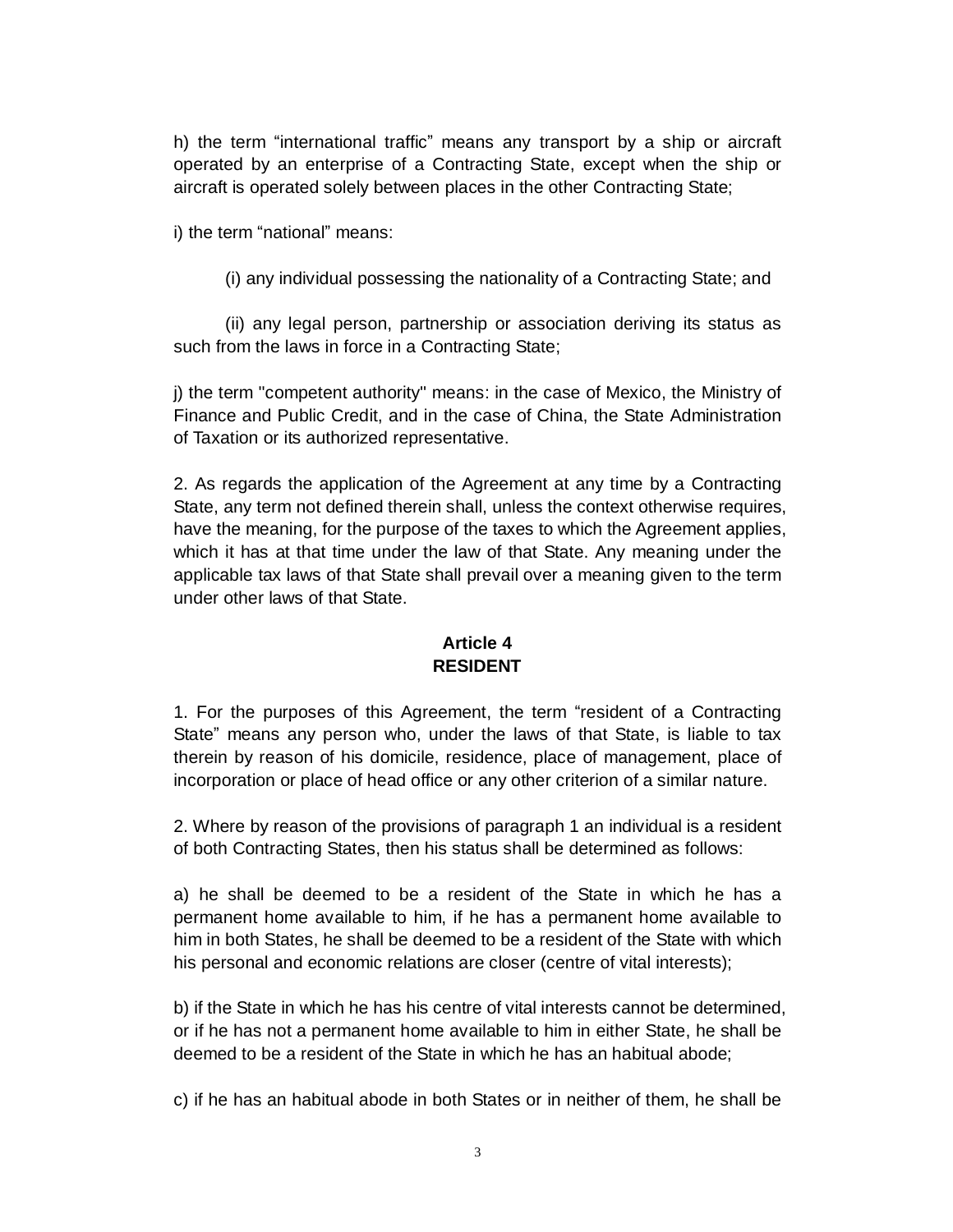h) the term “international traffic” means any transport by a ship or aircraft operated by an enterprise of a Contracting State, except when the ship or aircraft is operated solely between places in the other Contracting State;

i) the term “national” means:

(i) any individual possessing the nationality of a Contracting State; and

(ii) any legal person, partnership or association deriving its status as such from the laws in force in a Contracting State;

j) the term "competent authority" means: in the case of Mexico, the Ministry of Finance and Public Credit, and in the case of China, the State Administration of Taxation or its authorized representative.

2. As regards the application of the Agreement at any time by a Contracting State, any term not defined therein shall, unless the context otherwise requires, have the meaning, for the purpose of the taxes to which the Agreement applies, which it has at that time under the law of that State. Any meaning under the applicable tax laws of that State shall prevail over a meaning given to the term under other laws of that State.

## Article 4
## RESIDENT

1. For the purposes of this Agreement, the term “resident of a Contracting State” means any person who, under the laws of that State, is liable to tax therein by reason of his domicile, residence, place of management, place of incorporation or place of head office or any other criterion of a similar nature.

2. Where by reason of the provisions of paragraph 1 an individual is a resident of both Contracting States, then his status shall be determined as follows:

a) he shall be deemed to be a resident of the State in which he has a permanent home available to him, if he has a permanent home available to him in both States, he shall be deemed to be a resident of the State with which his personal and economic relations are closer (centre of vital interests);

b) if the State in which he has his centre of vital interests cannot be determined, or if he has not a permanent home available to him in either State, he shall be deemed to be a resident of the State in which he has an habitual abode;

c) if he has an habitual abode in both States or in neither of them, he shall be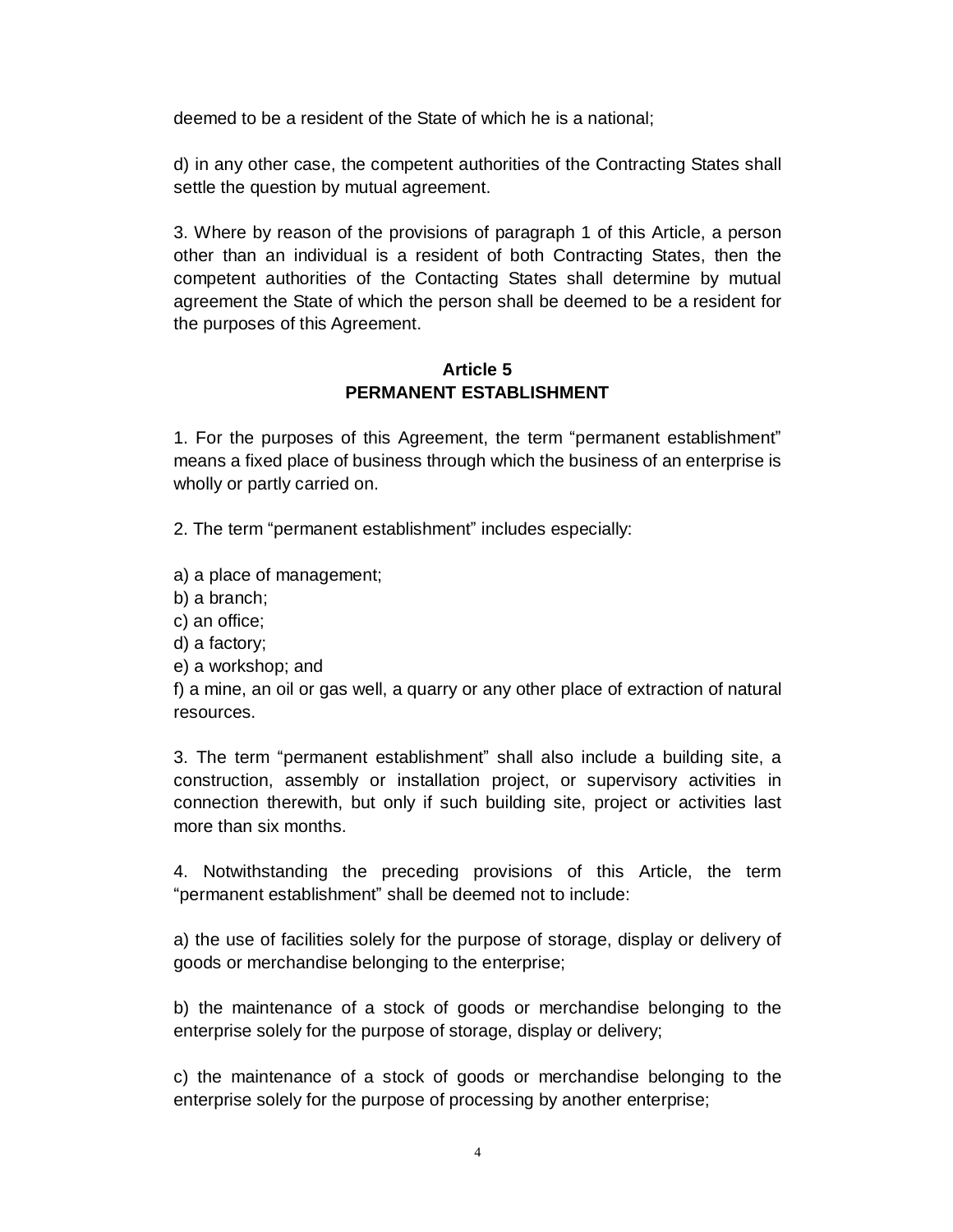deemed to be a resident of the State of which he is a national;

d) in any other case, the competent authorities of the Contracting States shall settle the question by mutual agreement.

3. Where by reason of the provisions of paragraph 1 of this Article, a person other than an individual is a resident of both Contracting States, then the competent authorities of the Contacting States shall determine by mutual agreement the State of which the person shall be deemed to be a resident for the purposes of this Agreement.

## Article 5
## PERMANENT ESTABLISHMENT

1. For the purposes of this Agreement, the term "permanent establishment" means a fixed place of business through which the business of an enterprise is wholly or partly carried on.

2. The term "permanent establishment" includes especially:

a) a place of management;
b) a branch;
c) an office;
d) a factory;
e) a workshop; and
f) a mine, an oil or gas well, a quarry or any other place of extraction of natural resources.

3. The term "permanent establishment" shall also include a building site, a construction, assembly or installation project, or supervisory activities in connection therewith, but only if such building site, project or activities last more than six months.

4. Notwithstanding the preceding provisions of this Article, the term "permanent establishment" shall be deemed not to include:

a) the use of facilities solely for the purpose of storage, display or delivery of goods or merchandise belonging to the enterprise;

b) the maintenance of a stock of goods or merchandise belonging to the enterprise solely for the purpose of storage, display or delivery;

c) the maintenance of a stock of goods or merchandise belonging to the enterprise solely for the purpose of processing by another enterprise;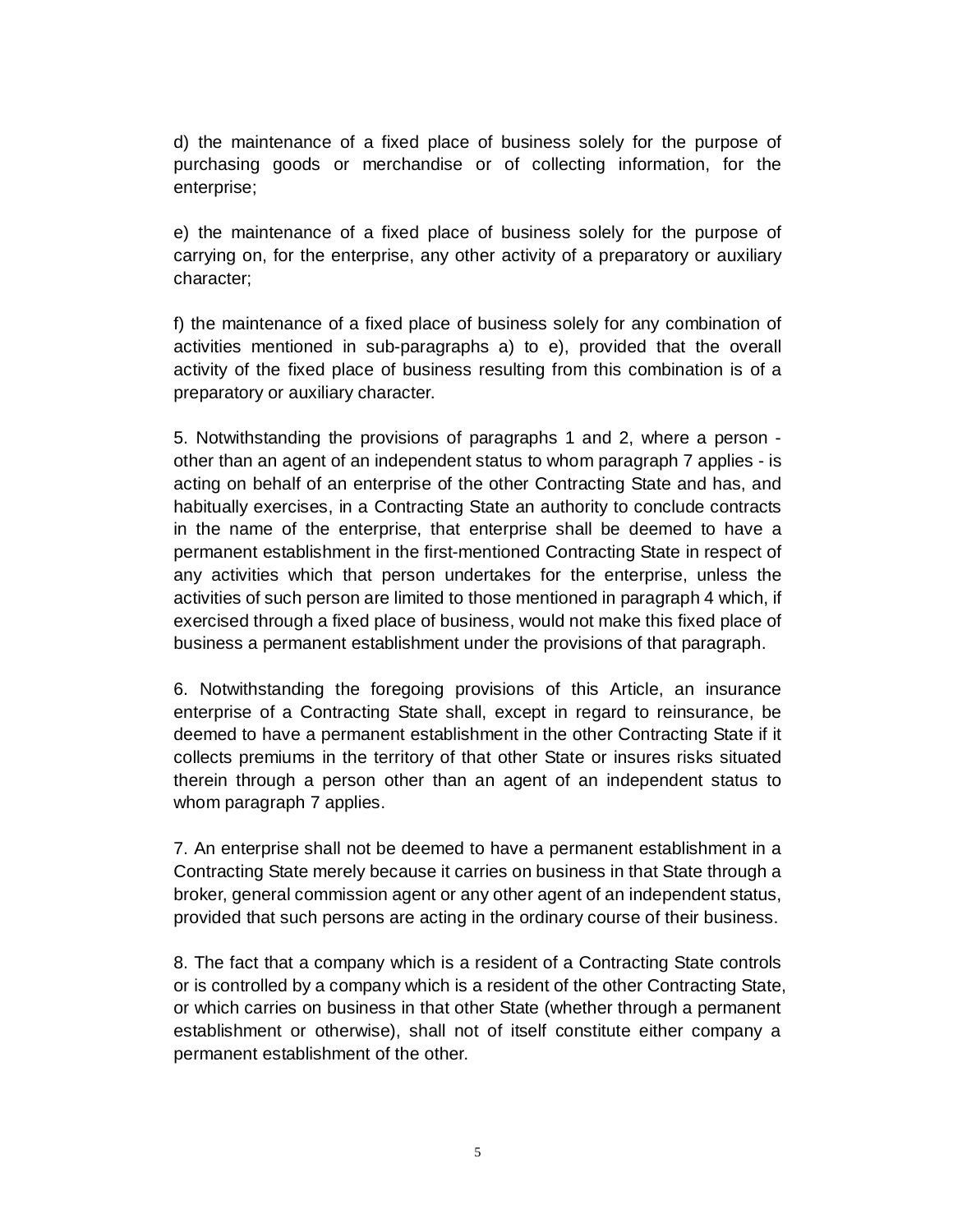d) the maintenance of a fixed place of business solely for the purpose of purchasing goods or merchandise or of collecting information, for the enterprise;

e) the maintenance of a fixed place of business solely for the purpose of carrying on, for the enterprise, any other activity of a preparatory or auxiliary character;

f) the maintenance of a fixed place of business solely for any combination of activities mentioned in sub-paragraphs a) to e), provided that the overall activity of the fixed place of business resulting from this combination is of a preparatory or auxiliary character.

5. Notwithstanding the provisions of paragraphs 1 and 2, where a person - other than an agent of an independent status to whom paragraph 7 applies - is acting on behalf of an enterprise of the other Contracting State and has, and habitually exercises, in a Contracting State an authority to conclude contracts in the name of the enterprise, that enterprise shall be deemed to have a permanent establishment in the first-mentioned Contracting State in respect of any activities which that person undertakes for the enterprise, unless the activities of such person are limited to those mentioned in paragraph 4 which, if exercised through a fixed place of business, would not make this fixed place of business a permanent establishment under the provisions of that paragraph.

6. Notwithstanding the foregoing provisions of this Article, an insurance enterprise of a Contracting State shall, except in regard to reinsurance, be deemed to have a permanent establishment in the other Contracting State if it collects premiums in the territory of that other State or insures risks situated therein through a person other than an agent of an independent status to whom paragraph 7 applies.

7. An enterprise shall not be deemed to have a permanent establishment in a Contracting State merely because it carries on business in that State through a broker, general commission agent or any other agent of an independent status, provided that such persons are acting in the ordinary course of their business.

8. The fact that a company which is a resident of a Contracting State controls or is controlled by a company which is a resident of the other Contracting State, or which carries on business in that other State (whether through a permanent establishment or otherwise), shall not of itself constitute either company a permanent establishment of the other.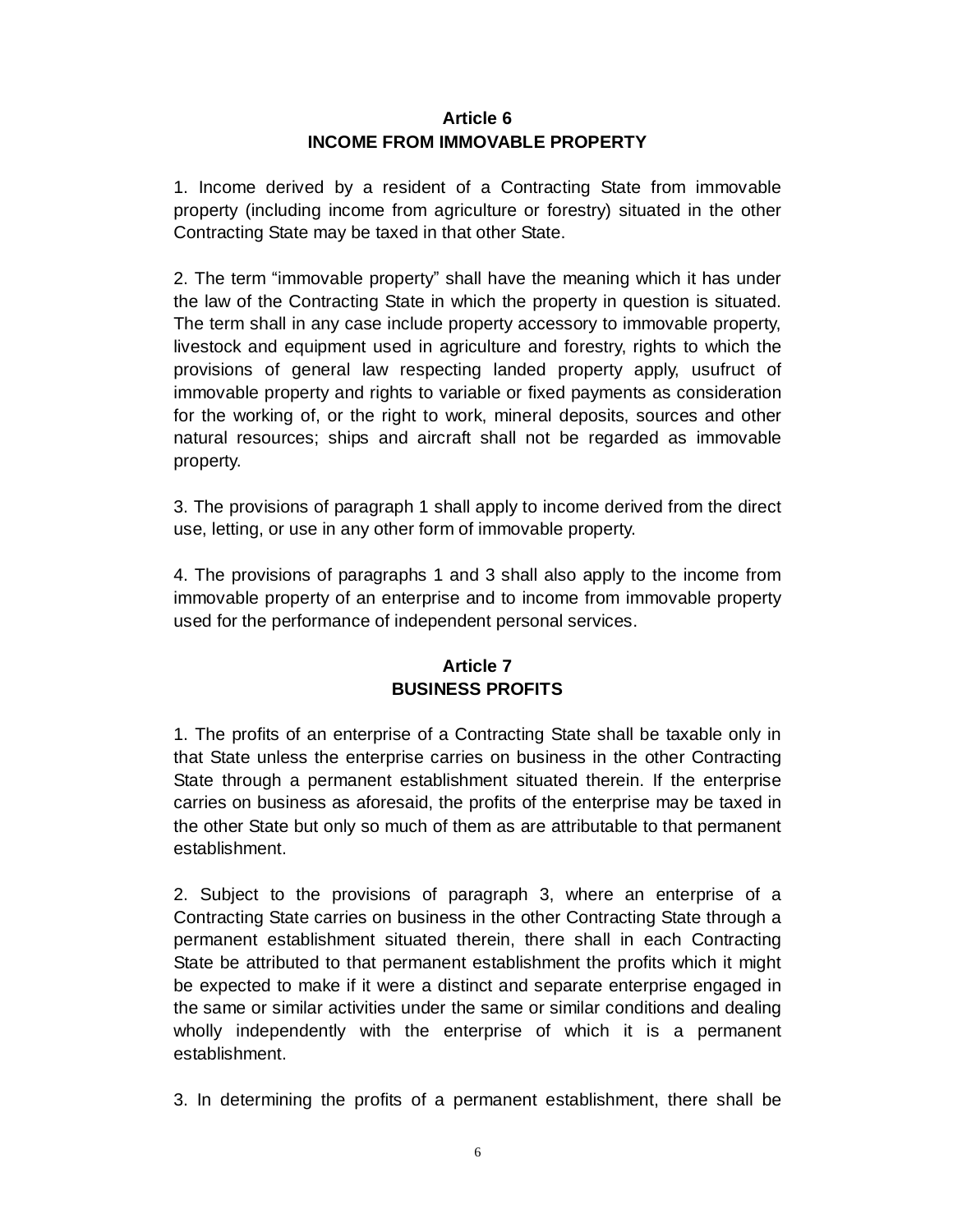## Article 6
## INCOME FROM IMMOVABLE PROPERTY

1. Income derived by a resident of a Contracting State from immovable property (including income from agriculture or forestry) situated in the other Contracting State may be taxed in that other State.

2. The term "immovable property" shall have the meaning which it has under the law of the Contracting State in which the property in question is situated. The term shall in any case include property accessory to immovable property, livestock and equipment used in agriculture and forestry, rights to which the provisions of general law respecting landed property apply, usufruct of immovable property and rights to variable or fixed payments as consideration for the working of, or the right to work, mineral deposits, sources and other natural resources; ships and aircraft shall not be regarded as immovable property.

3. The provisions of paragraph 1 shall apply to income derived from the direct use, letting, or use in any other form of immovable property.

4. The provisions of paragraphs 1 and 3 shall also apply to the income from immovable property of an enterprise and to income from immovable property used for the performance of independent personal services.

## Article 7
## BUSINESS PROFITS

1. The profits of an enterprise of a Contracting State shall be taxable only in that State unless the enterprise carries on business in the other Contracting State through a permanent establishment situated therein. If the enterprise carries on business as aforesaid, the profits of the enterprise may be taxed in the other State but only so much of them as are attributable to that permanent establishment.

2. Subject to the provisions of paragraph 3, where an enterprise of a Contracting State carries on business in the other Contracting State through a permanent establishment situated therein, there shall in each Contracting State be attributed to that permanent establishment the profits which it might be expected to make if it were a distinct and separate enterprise engaged in the same or similar activities under the same or similar conditions and dealing wholly independently with the enterprise of which it is a permanent establishment.

3. In determining the profits of a permanent establishment, there shall be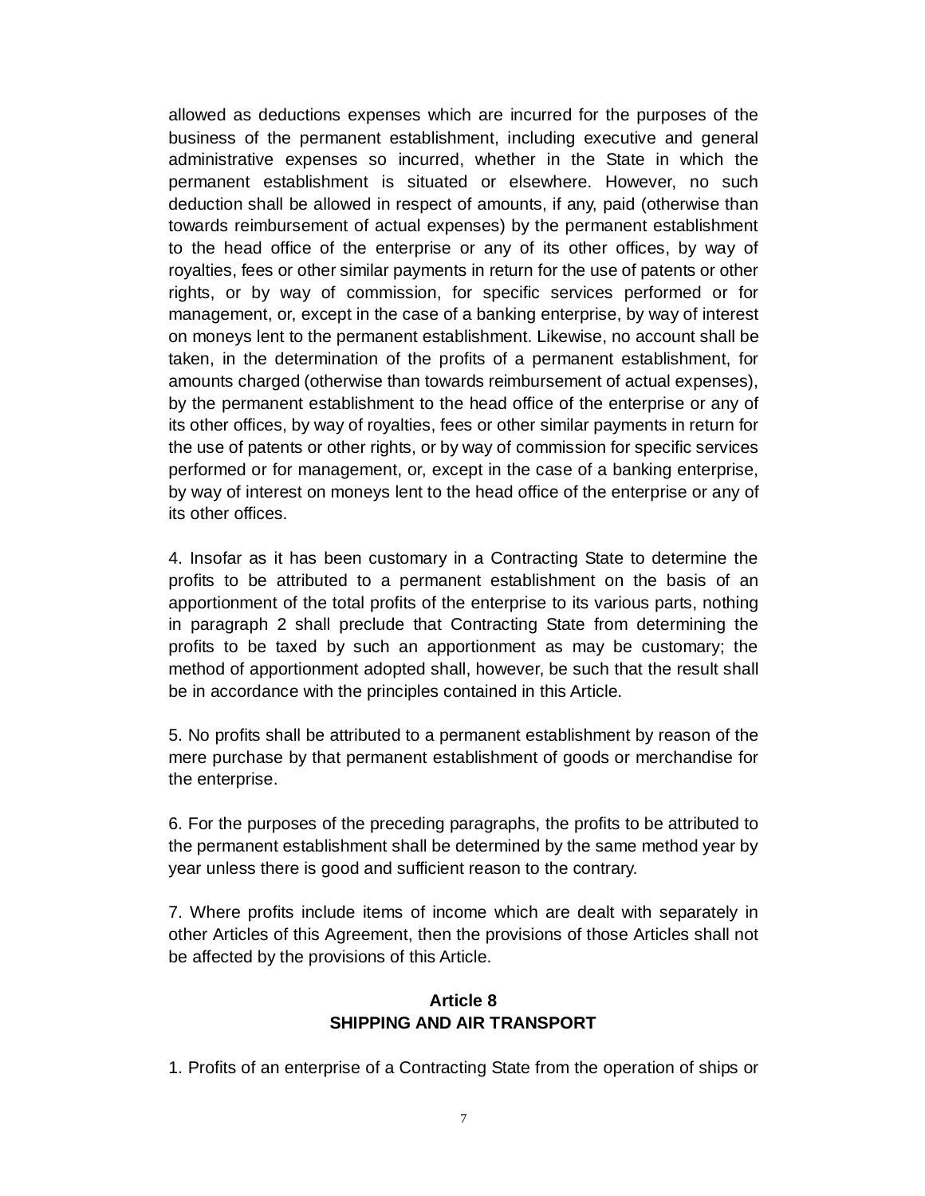allowed as deductions expenses which are incurred for the purposes of the business of the permanent establishment, including executive and general administrative expenses so incurred, whether in the State in which the permanent establishment is situated or elsewhere. However, no such deduction shall be allowed in respect of amounts, if any, paid (otherwise than towards reimbursement of actual expenses) by the permanent establishment to the head office of the enterprise or any of its other offices, by way of royalties, fees or other similar payments in return for the use of patents or other rights, or by way of commission, for specific services performed or for management, or, except in the case of a banking enterprise, by way of interest on moneys lent to the permanent establishment. Likewise, no account shall be taken, in the determination of the profits of a permanent establishment, for amounts charged (otherwise than towards reimbursement of actual expenses), by the permanent establishment to the head office of the enterprise or any of its other offices, by way of royalties, fees or other similar payments in return for the use of patents or other rights, or by way of commission for specific services performed or for management, or, except in the case of a banking enterprise, by way of interest on moneys lent to the head office of the enterprise or any of its other offices.

4. Insofar as it has been customary in a Contracting State to determine the profits to be attributed to a permanent establishment on the basis of an apportionment of the total profits of the enterprise to its various parts, nothing in paragraph 2 shall preclude that Contracting State from determining the profits to be taxed by such an apportionment as may be customary; the method of apportionment adopted shall, however, be such that the result shall be in accordance with the principles contained in this Article.

5. No profits shall be attributed to a permanent establishment by reason of the mere purchase by that permanent establishment of goods or merchandise for the enterprise.

6. For the purposes of the preceding paragraphs, the profits to be attributed to the permanent establishment shall be determined by the same method year by year unless there is good and sufficient reason to the contrary.

7. Where profits include items of income which are dealt with separately in other Articles of this Agreement, then the provisions of those Articles shall not be affected by the provisions of this Article.

## Article 8
## SHIPPING AND AIR TRANSPORT

1. Profits of an enterprise of a Contracting State from the operation of ships or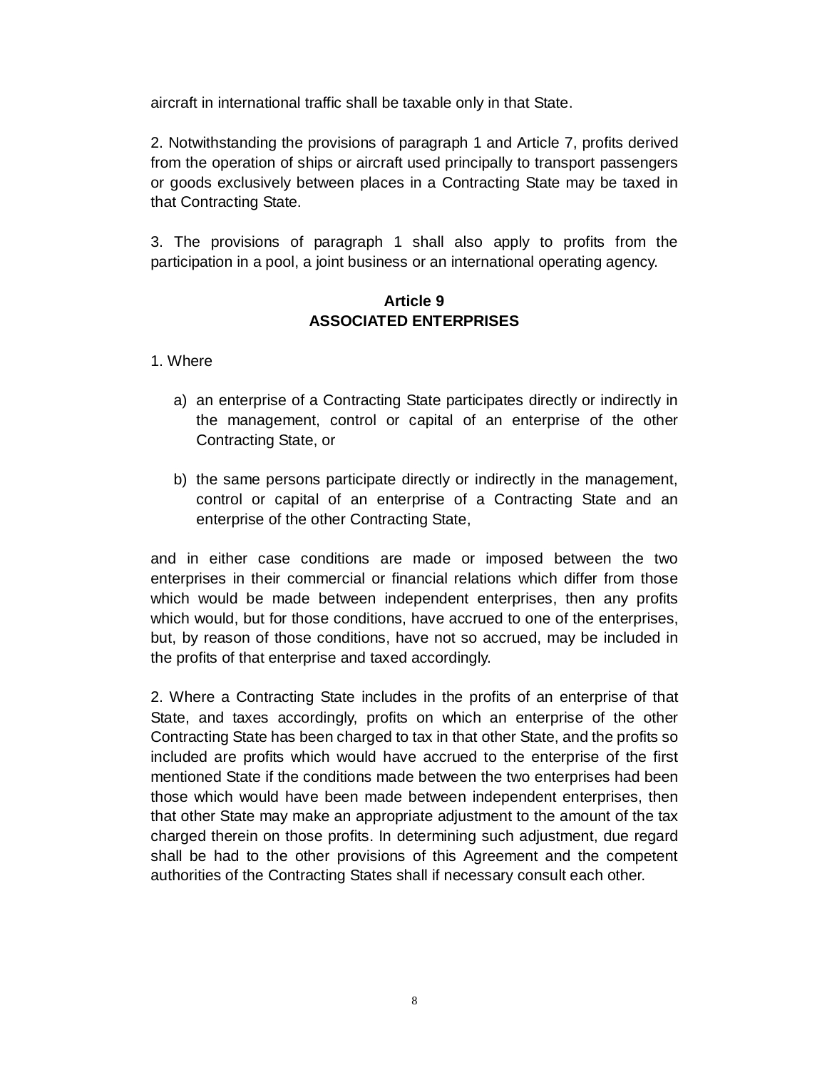aircraft in international traffic shall be taxable only in that State.

2. Notwithstanding the provisions of paragraph 1 and Article 7, profits derived from the operation of ships or aircraft used principally to transport passengers or goods exclusively between places in a Contracting State may be taxed in that Contracting State.

3. The provisions of paragraph 1 shall also apply to profits from the participation in a pool, a joint business or an international operating agency.

## Article 9
## ASSOCIATED ENTERPRISES

1. Where

a) an enterprise of a Contracting State participates directly or indirectly in the management, control or capital of an enterprise of the other Contracting State, or

b) the same persons participate directly or indirectly in the management, control or capital of an enterprise of a Contracting State and an enterprise of the other Contracting State,

and in either case conditions are made or imposed between the two enterprises in their commercial or financial relations which differ from those which would be made between independent enterprises, then any profits which would, but for those conditions, have accrued to one of the enterprises, but, by reason of those conditions, have not so accrued, may be included in the profits of that enterprise and taxed accordingly.

2. Where a Contracting State includes in the profits of an enterprise of that State, and taxes accordingly, profits on which an enterprise of the other Contracting State has been charged to tax in that other State, and the profits so included are profits which would have accrued to the enterprise of the first mentioned State if the conditions made between the two enterprises had been those which would have been made between independent enterprises, then that other State may make an appropriate adjustment to the amount of the tax charged therein on those profits. In determining such adjustment, due regard shall be had to the other provisions of this Agreement and the competent authorities of the Contracting States shall if necessary consult each other.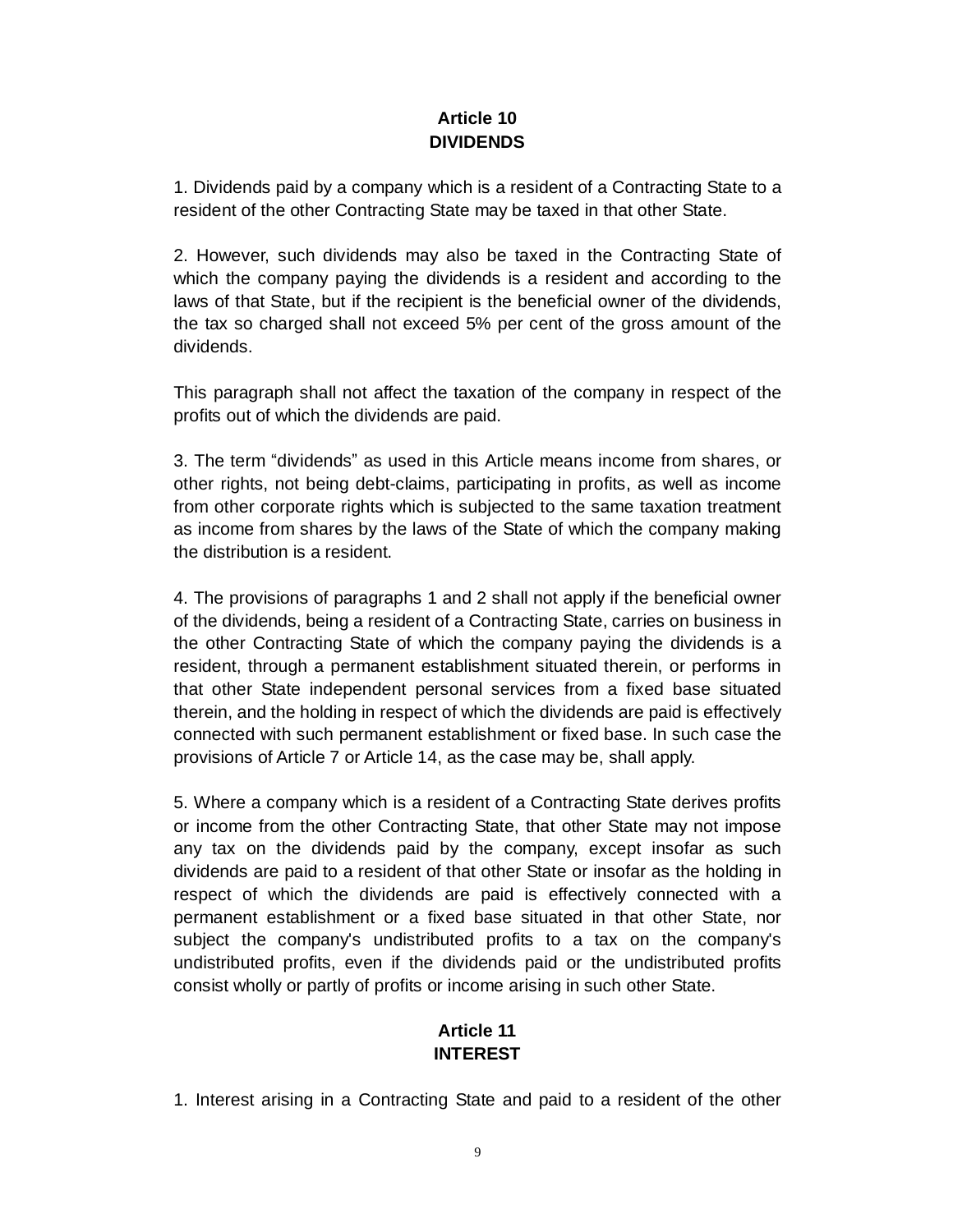## Article 10
## DIVIDENDS

1. Dividends paid by a company which is a resident of a Contracting State to a resident of the other Contracting State may be taxed in that other State.

2. However, such dividends may also be taxed in the Contracting State of which the company paying the dividends is a resident and according to the laws of that State, but if the recipient is the beneficial owner of the dividends, the tax so charged shall not exceed 5% per cent of the gross amount of the dividends.

This paragraph shall not affect the taxation of the company in respect of the profits out of which the dividends are paid.

3. The term “dividends” as used in this Article means income from shares, or other rights, not being debt-claims, participating in profits, as well as income from other corporate rights which is subjected to the same taxation treatment as income from shares by the laws of the State of which the company making the distribution is a resident.

4. The provisions of paragraphs 1 and 2 shall not apply if the beneficial owner of the dividends, being a resident of a Contracting State, carries on business in the other Contracting State of which the company paying the dividends is a resident, through a permanent establishment situated therein, or performs in that other State independent personal services from a fixed base situated therein, and the holding in respect of which the dividends are paid is effectively connected with such permanent establishment or fixed base. In such case the provisions of Article 7 or Article 14, as the case may be, shall apply.

5. Where a company which is a resident of a Contracting State derives profits or income from the other Contracting State, that other State may not impose any tax on the dividends paid by the company, except insofar as such dividends are paid to a resident of that other State or insofar as the holding in respect of which the dividends are paid is effectively connected with a permanent establishment or a fixed base situated in that other State, nor subject the company's undistributed profits to a tax on the company's undistributed profits, even if the dividends paid or the undistributed profits consist wholly or partly of profits or income arising in such other State.

## Article 11
## INTEREST

1. Interest arising in a Contracting State and paid to a resident of the other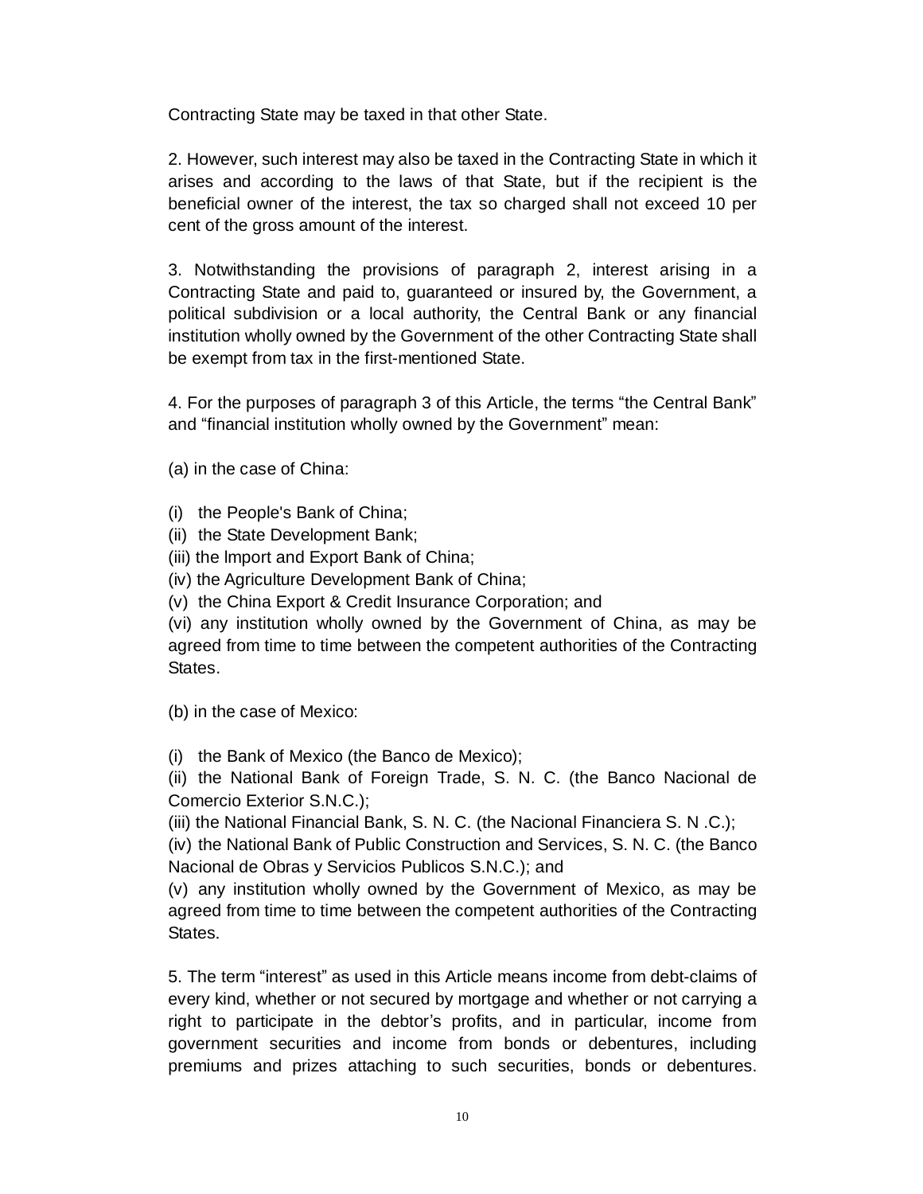Contracting State may be taxed in that other State.

2. However, such interest may also be taxed in the Contracting State in which it arises and according to the laws of that State, but if the recipient is the beneficial owner of the interest, the tax so charged shall not exceed 10 per cent of the gross amount of the interest.

3. Notwithstanding the provisions of paragraph 2, interest arising in a Contracting State and paid to, guaranteed or insured by, the Government, a political subdivision or a local authority, the Central Bank or any financial institution wholly owned by the Government of the other Contracting State shall be exempt from tax in the first-mentioned State.

4. For the purposes of paragraph 3 of this Article, the terms "the Central Bank" and "financial institution wholly owned by the Government" mean:

(a) in the case of China:

(i) the People's Bank of China;
(ii) the State Development Bank;
(iii) the lmport and Export Bank of China;
(iv) the Agriculture Development Bank of China;
(v) the China Export & Credit Insurance Corporation; and
(vi) any institution wholly owned by the Government of China, as may be agreed from time to time between the competent authorities of the Contracting States.

(b) in the case of Mexico:

(i) the Bank of Mexico (the Banco de Mexico);
(ii) the National Bank of Foreign Trade, S. N. C. (the Banco Nacional de Comercio Exterior S.N.C.);
(iii) the National Financial Bank, S. N. C. (the Nacional Financiera S. N .C.);
(iv) the National Bank of Public Construction and Services, S. N. C. (the Banco Nacional de Obras y Servicios Publicos S.N.C.); and
(v) any institution wholly owned by the Government of Mexico, as may be agreed from time to time between the competent authorities of the Contracting States.

5. The term "interest" as used in this Article means income from debt-claims of every kind, whether or not secured by mortgage and whether or not carrying a right to participate in the debtor's profits, and in particular, income from government securities and income from bonds or debentures, including premiums and prizes attaching to such securities, bonds or debentures.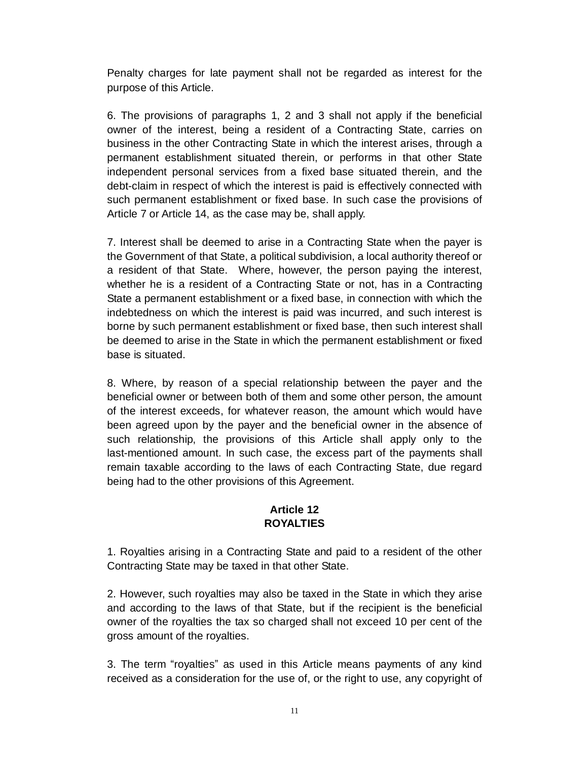Penalty charges for late payment shall not be regarded as interest for the purpose of this Article.

6. The provisions of paragraphs 1, 2 and 3 shall not apply if the beneficial owner of the interest, being a resident of a Contracting State, carries on business in the other Contracting State in which the interest arises, through a permanent establishment situated therein, or performs in that other State independent personal services from a fixed base situated therein, and the debt-claim in respect of which the interest is paid is effectively connected with such permanent establishment or fixed base. In such case the provisions of Article 7 or Article 14, as the case may be, shall apply.

7. Interest shall be deemed to arise in a Contracting State when the payer is the Government of that State, a political subdivision, a local authority thereof or a resident of that State. Where, however, the person paying the interest, whether he is a resident of a Contracting State or not, has in a Contracting State a permanent establishment or a fixed base, in connection with which the indebtedness on which the interest is paid was incurred, and such interest is borne by such permanent establishment or fixed base, then such interest shall be deemed to arise in the State in which the permanent establishment or fixed base is situated.

8. Where, by reason of a special relationship between the payer and the beneficial owner or between both of them and some other person, the amount of the interest exceeds, for whatever reason, the amount which would have been agreed upon by the payer and the beneficial owner in the absence of such relationship, the provisions of this Article shall apply only to the last-mentioned amount. In such case, the excess part of the payments shall remain taxable according to the laws of each Contracting State, due regard being had to the other provisions of this Agreement.

## Article 12
## ROYALTIES

1. Royalties arising in a Contracting State and paid to a resident of the other Contracting State may be taxed in that other State.

2. However, such royalties may also be taxed in the State in which they arise and according to the laws of that State, but if the recipient is the beneficial owner of the royalties the tax so charged shall not exceed 10 per cent of the gross amount of the royalties.

3. The term “royalties” as used in this Article means payments of any kind received as a consideration for the use of, or the right to use, any copyright of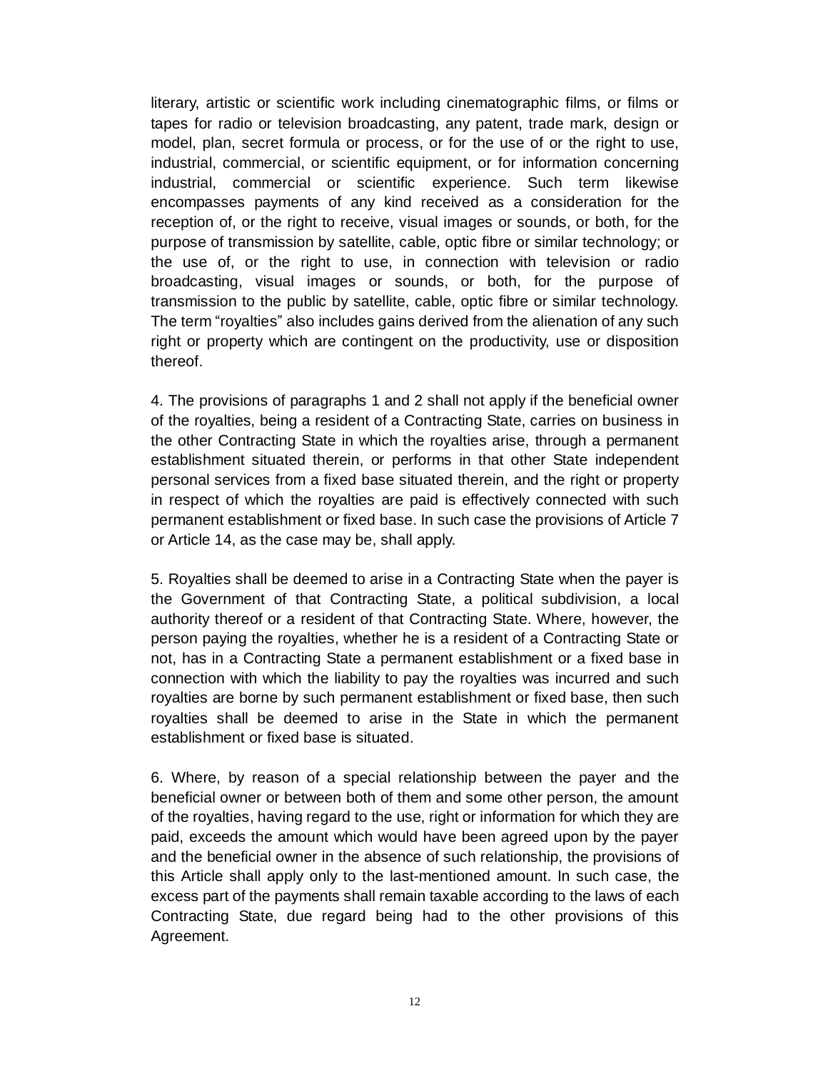literary, artistic or scientific work including cinematographic films, or films or tapes for radio or television broadcasting, any patent, trade mark, design or model, plan, secret formula or process, or for the use of or the right to use, industrial, commercial, or scientific equipment, or for information concerning industrial, commercial or scientific experience. Such term likewise encompasses payments of any kind received as a consideration for the reception of, or the right to receive, visual images or sounds, or both, for the purpose of transmission by satellite, cable, optic fibre or similar technology; or the use of, or the right to use, in connection with television or radio broadcasting, visual images or sounds, or both, for the purpose of transmission to the public by satellite, cable, optic fibre or similar technology. The term "royalties" also includes gains derived from the alienation of any such right or property which are contingent on the productivity, use or disposition thereof.

4. The provisions of paragraphs 1 and 2 shall not apply if the beneficial owner of the royalties, being a resident of a Contracting State, carries on business in the other Contracting State in which the royalties arise, through a permanent establishment situated therein, or performs in that other State independent personal services from a fixed base situated therein, and the right or property in respect of which the royalties are paid is effectively connected with such permanent establishment or fixed base. In such case the provisions of Article 7 or Article 14, as the case may be, shall apply.

5. Royalties shall be deemed to arise in a Contracting State when the payer is the Government of that Contracting State, a political subdivision, a local authority thereof or a resident of that Contracting State. Where, however, the person paying the royalties, whether he is a resident of a Contracting State or not, has in a Contracting State a permanent establishment or a fixed base in connection with which the liability to pay the royalties was incurred and such royalties are borne by such permanent establishment or fixed base, then such royalties shall be deemed to arise in the State in which the permanent establishment or fixed base is situated.

6. Where, by reason of a special relationship between the payer and the beneficial owner or between both of them and some other person, the amount of the royalties, having regard to the use, right or information for which they are paid, exceeds the amount which would have been agreed upon by the payer and the beneficial owner in the absence of such relationship, the provisions of this Article shall apply only to the last-mentioned amount. In such case, the excess part of the payments shall remain taxable according to the laws of each Contracting State, due regard being had to the other provisions of this Agreement.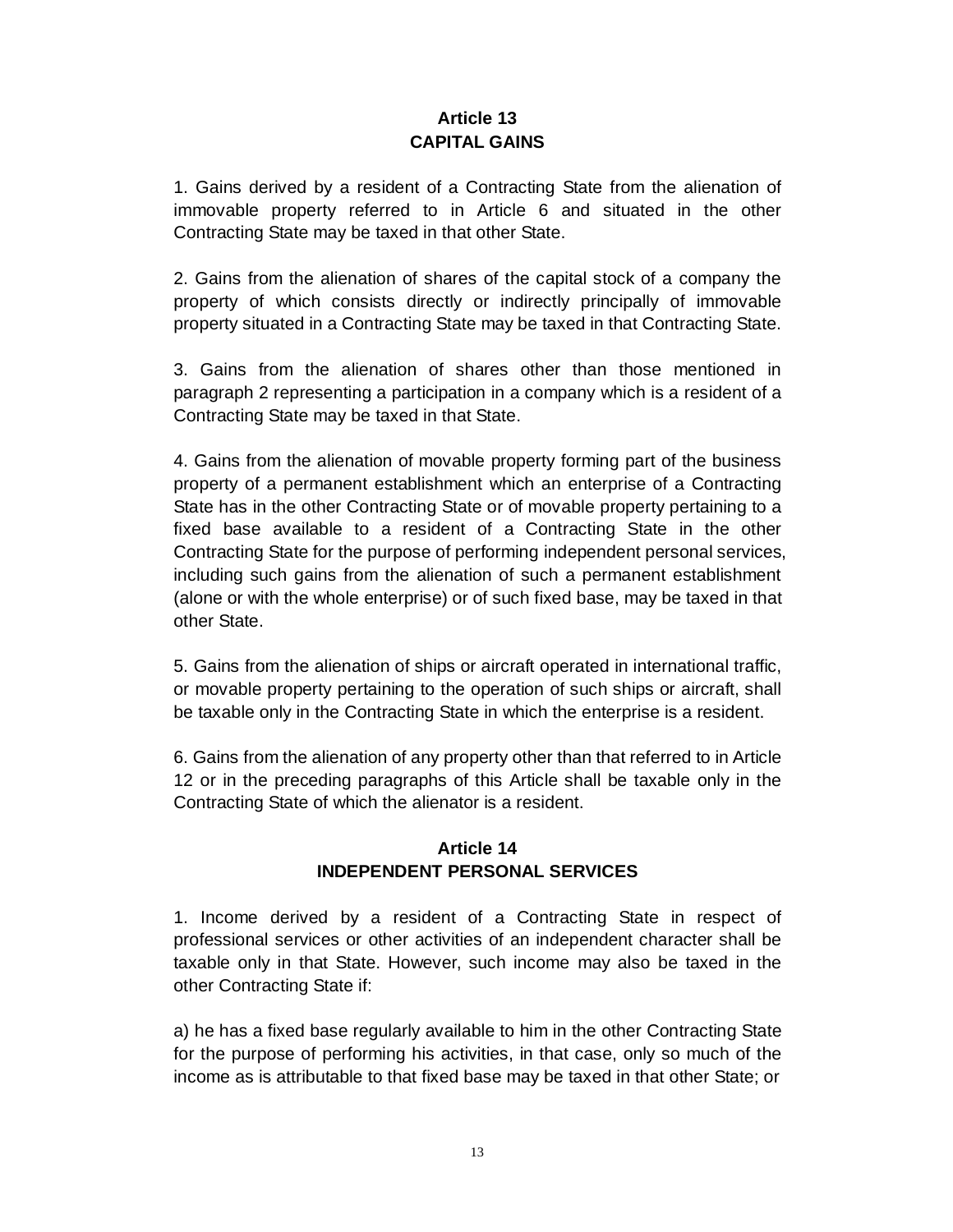## Article 13
## CAPITAL GAINS

1. Gains derived by a resident of a Contracting State from the alienation of immovable property referred to in Article 6 and situated in the other Contracting State may be taxed in that other State.

2. Gains from the alienation of shares of the capital stock of a company the property of which consists directly or indirectly principally of immovable property situated in a Contracting State may be taxed in that Contracting State.

3. Gains from the alienation of shares other than those mentioned in paragraph 2 representing a participation in a company which is a resident of a Contracting State may be taxed in that State.

4. Gains from the alienation of movable property forming part of the business property of a permanent establishment which an enterprise of a Contracting State has in the other Contracting State or of movable property pertaining to a fixed base available to a resident of a Contracting State in the other Contracting State for the purpose of performing independent personal services, including such gains from the alienation of such a permanent establishment (alone or with the whole enterprise) or of such fixed base, may be taxed in that other State.

5. Gains from the alienation of ships or aircraft operated in international traffic, or movable property pertaining to the operation of such ships or aircraft, shall be taxable only in the Contracting State in which the enterprise is a resident.

6. Gains from the alienation of any property other than that referred to in Article 12 or in the preceding paragraphs of this Article shall be taxable only in the Contracting State of which the alienator is a resident.

## Article 14
## INDEPENDENT PERSONAL SERVICES

1. Income derived by a resident of a Contracting State in respect of professional services or other activities of an independent character shall be taxable only in that State. However, such income may also be taxed in the other Contracting State if:

a) he has a fixed base regularly available to him in the other Contracting State for the purpose of performing his activities, in that case, only so much of the income as is attributable to that fixed base may be taxed in that other State; or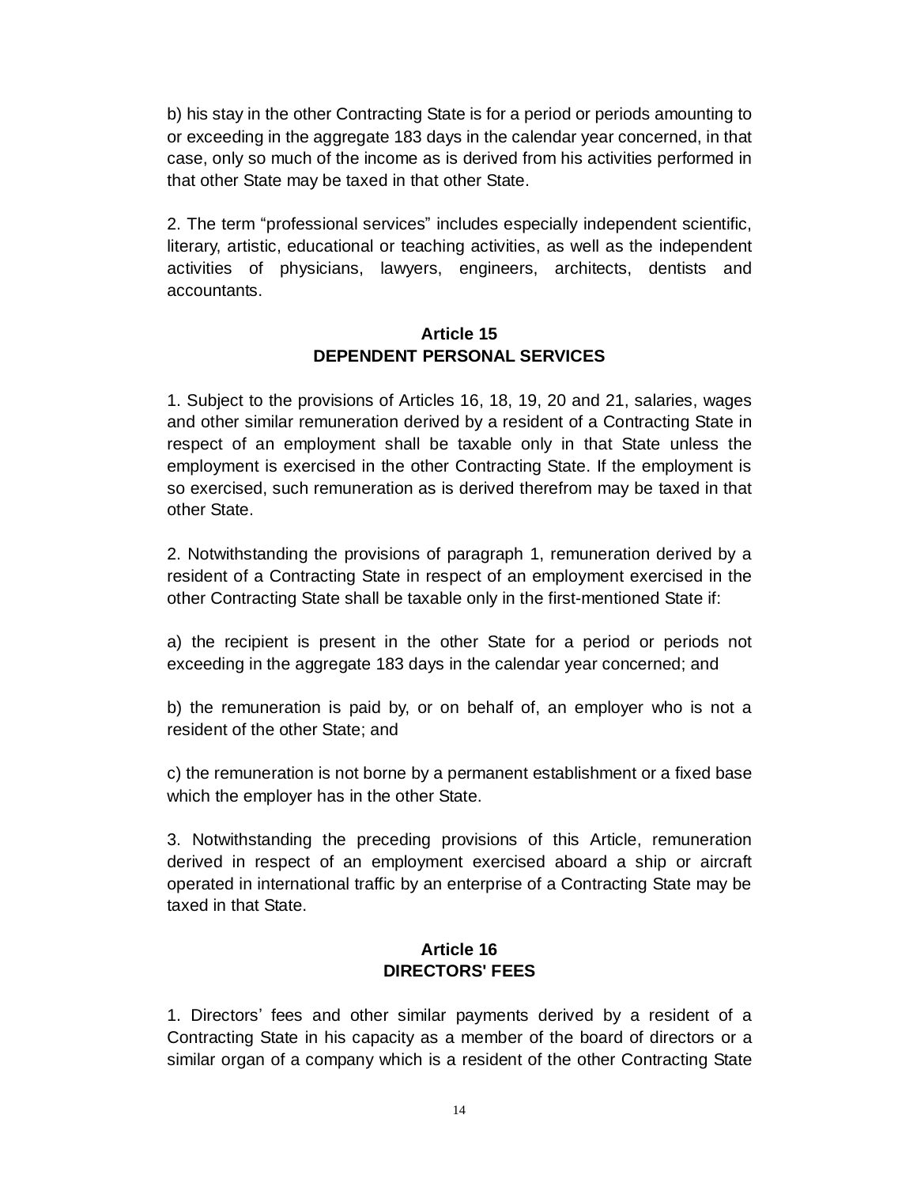b) his stay in the other Contracting State is for a period or periods amounting to or exceeding in the aggregate 183 days in the calendar year concerned, in that case, only so much of the income as is derived from his activities performed in that other State may be taxed in that other State.

2. The term "professional services" includes especially independent scientific, literary, artistic, educational or teaching activities, as well as the independent activities of physicians, lawyers, engineers, architects, dentists and accountants.

### Article 15
### DEPENDENT PERSONAL SERVICES

1. Subject to the provisions of Articles 16, 18, 19, 20 and 21, salaries, wages and other similar remuneration derived by a resident of a Contracting State in respect of an employment shall be taxable only in that State unless the employment is exercised in the other Contracting State. If the employment is so exercised, such remuneration as is derived therefrom may be taxed in that other State.

2. Notwithstanding the provisions of paragraph 1, remuneration derived by a resident of a Contracting State in respect of an employment exercised in the other Contracting State shall be taxable only in the first-mentioned State if:

a) the recipient is present in the other State for a period or periods not exceeding in the aggregate 183 days in the calendar year concerned; and

b) the remuneration is paid by, or on behalf of, an employer who is not a resident of the other State; and

c) the remuneration is not borne by a permanent establishment or a fixed base which the employer has in the other State.

3. Notwithstanding the preceding provisions of this Article, remuneration derived in respect of an employment exercised aboard a ship or aircraft operated in international traffic by an enterprise of a Contracting State may be taxed in that State.

### Article 16
### DIRECTORS' FEES

1. Directors' fees and other similar payments derived by a resident of a Contracting State in his capacity as a member of the board of directors or a similar organ of a company which is a resident of the other Contracting State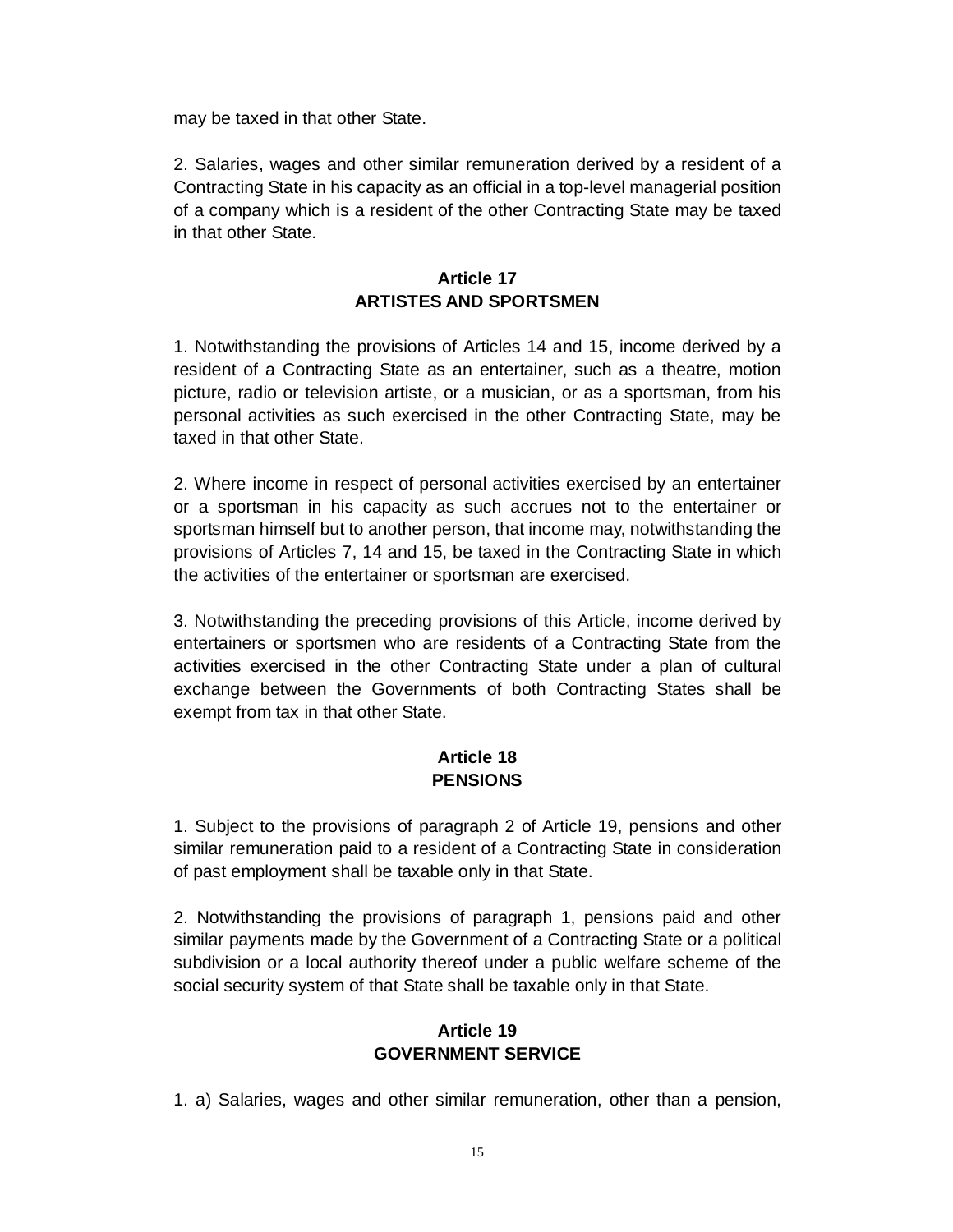may be taxed in that other State.

2. Salaries, wages and other similar remuneration derived by a resident of a Contracting State in his capacity as an official in a top-level managerial position of a company which is a resident of the other Contracting State may be taxed in that other State.

**Article 17**
**ARTISTES AND SPORTSMEN**

1. Notwithstanding the provisions of Articles 14 and 15, income derived by a resident of a Contracting State as an entertainer, such as a theatre, motion picture, radio or television artiste, or a musician, or as a sportsman, from his personal activities as such exercised in the other Contracting State, may be taxed in that other State.

2. Where income in respect of personal activities exercised by an entertainer or a sportsman in his capacity as such accrues not to the entertainer or sportsman himself but to another person, that income may, notwithstanding the provisions of Articles 7, 14 and 15, be taxed in the Contracting State in which the activities of the entertainer or sportsman are exercised.

3. Notwithstanding the preceding provisions of this Article, income derived by entertainers or sportsmen who are residents of a Contracting State from the activities exercised in the other Contracting State under a plan of cultural exchange between the Governments of both Contracting States shall be exempt from tax in that other State.

**Article 18**
**PENSIONS**

1. Subject to the provisions of paragraph 2 of Article 19, pensions and other similar remuneration paid to a resident of a Contracting State in consideration of past employment shall be taxable only in that State.

2. Notwithstanding the provisions of paragraph 1, pensions paid and other similar payments made by the Government of a Contracting State or a political subdivision or a local authority thereof under a public welfare scheme of the social security system of that State shall be taxable only in that State.

**Article 19**
**GOVERNMENT SERVICE**

1. a) Salaries, wages and other similar remuneration, other than a pension,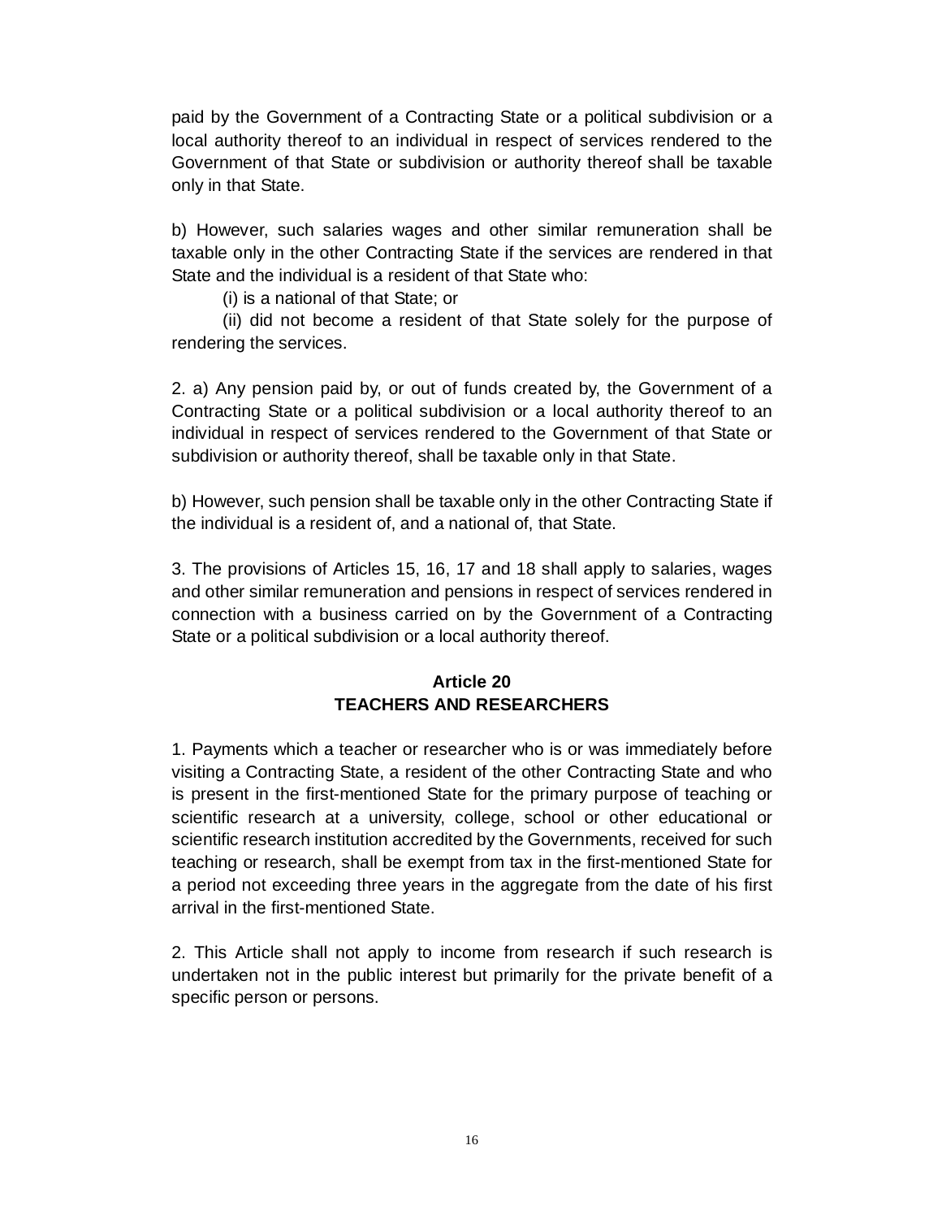paid by the Government of a Contracting State or a political subdivision or a local authority thereof to an individual in respect of services rendered to the Government of that State or subdivision or authority thereof shall be taxable only in that State.

b) However, such salaries wages and other similar remuneration shall be taxable only in the other Contracting State if the services are rendered in that State and the individual is a resident of that State who:

(i) is a national of that State; or

(ii) did not become a resident of that State solely for the purpose of rendering the services.

2. a) Any pension paid by, or out of funds created by, the Government of a Contracting State or a political subdivision or a local authority thereof to an individual in respect of services rendered to the Government of that State or subdivision or authority thereof, shall be taxable only in that State.

b) However, such pension shall be taxable only in the other Contracting State if the individual is a resident of, and a national of, that State.

3. The provisions of Articles 15, 16, 17 and 18 shall apply to salaries, wages and other similar remuneration and pensions in respect of services rendered in connection with a business carried on by the Government of a Contracting State or a political subdivision or a local authority thereof.

## Article 20
## TEACHERS AND RESEARCHERS

1. Payments which a teacher or researcher who is or was immediately before visiting a Contracting State, a resident of the other Contracting State and who is present in the first-mentioned State for the primary purpose of teaching or scientific research at a university, college, school or other educational or scientific research institution accredited by the Governments, received for such teaching or research, shall be exempt from tax in the first-mentioned State for a period not exceeding three years in the aggregate from the date of his first arrival in the first-mentioned State.

2. This Article shall not apply to income from research if such research is undertaken not in the public interest but primarily for the private benefit of a specific person or persons.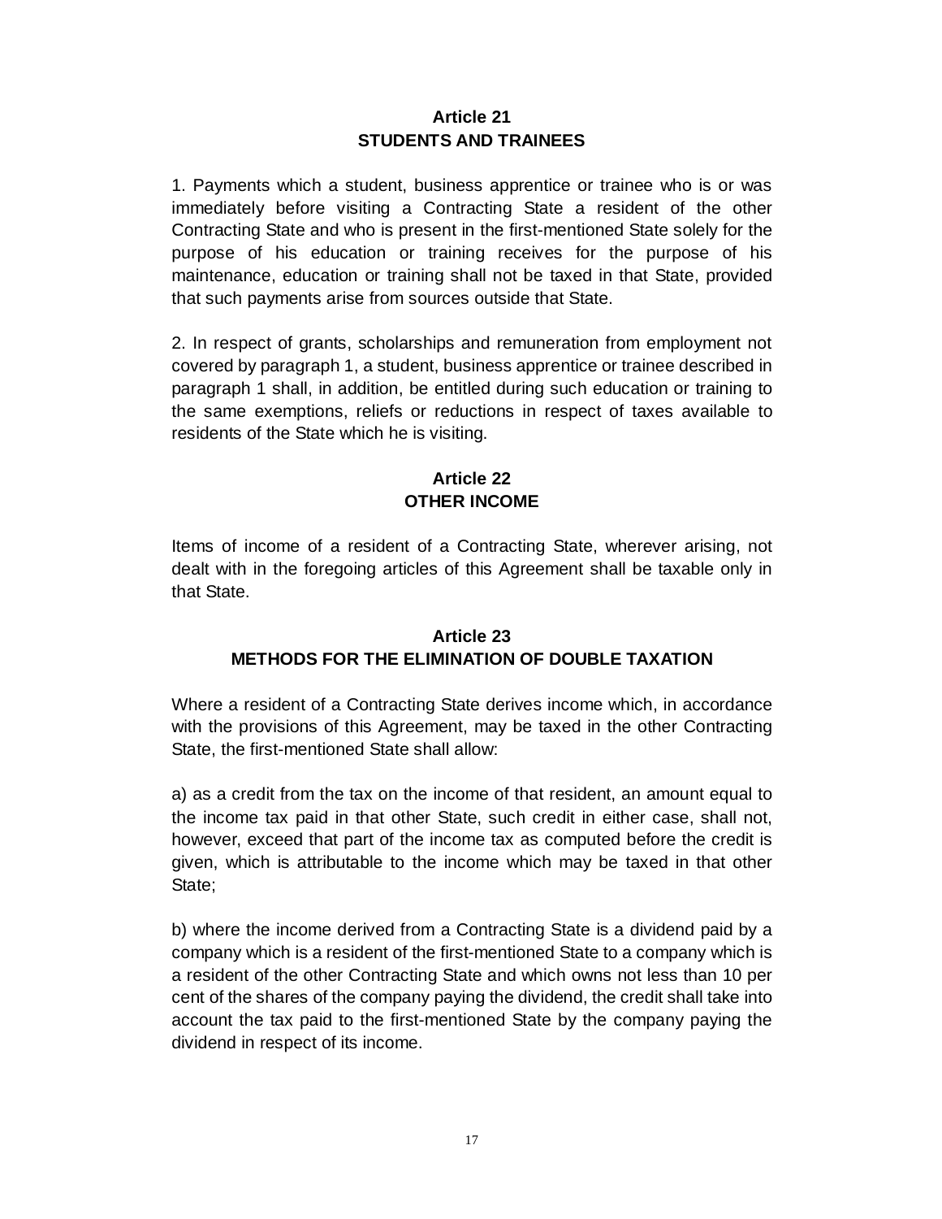## Article 21
## STUDENTS AND TRAINEES

1. Payments which a student, business apprentice or trainee who is or was immediately before visiting a Contracting State a resident of the other Contracting State and who is present in the first-mentioned State solely for the purpose of his education or training receives for the purpose of his maintenance, education or training shall not be taxed in that State, provided that such payments arise from sources outside that State.

2. In respect of grants, scholarships and remuneration from employment not covered by paragraph 1, a student, business apprentice or trainee described in paragraph 1 shall, in addition, be entitled during such education or training to the same exemptions, reliefs or reductions in respect of taxes available to residents of the State which he is visiting.

## Article 22
## OTHER INCOME

Items of income of a resident of a Contracting State, wherever arising, not dealt with in the foregoing articles of this Agreement shall be taxable only in that State.

## Article 23
## METHODS FOR THE ELIMINATION OF DOUBLE TAXATION

Where a resident of a Contracting State derives income which, in accordance with the provisions of this Agreement, may be taxed in the other Contracting State, the first-mentioned State shall allow:

a) as a credit from the tax on the income of that resident, an amount equal to the income tax paid in that other State, such credit in either case, shall not, however, exceed that part of the income tax as computed before the credit is given, which is attributable to the income which may be taxed in that other State;

b) where the income derived from a Contracting State is a dividend paid by a company which is a resident of the first-mentioned State to a company which is a resident of the other Contracting State and which owns not less than 10 per cent of the shares of the company paying the dividend, the credit shall take into account the tax paid to the first-mentioned State by the company paying the dividend in respect of its income.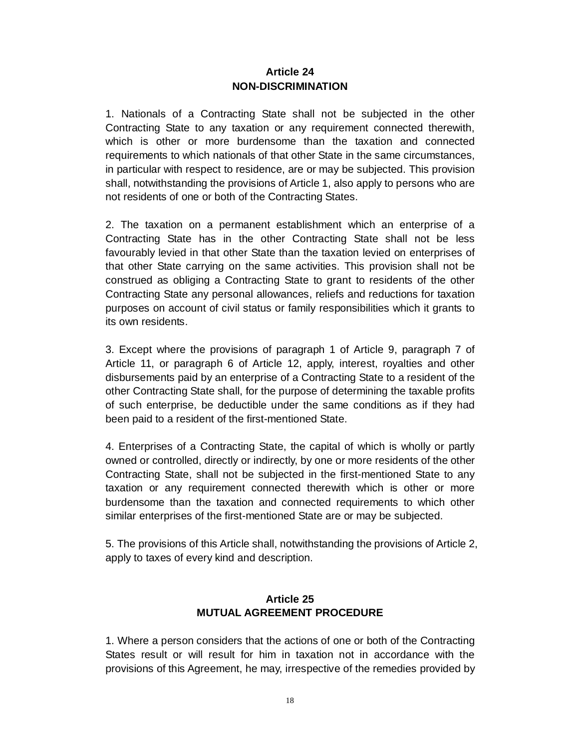## Article 24
## NON-DISCRIMINATION

1. Nationals of a Contracting State shall not be subjected in the other Contracting State to any taxation or any requirement connected therewith, which is other or more burdensome than the taxation and connected requirements to which nationals of that other State in the same circumstances, in particular with respect to residence, are or may be subjected. This provision shall, notwithstanding the provisions of Article 1, also apply to persons who are not residents of one or both of the Contracting States.

2. The taxation on a permanent establishment which an enterprise of a Contracting State has in the other Contracting State shall not be less favourably levied in that other State than the taxation levied on enterprises of that other State carrying on the same activities. This provision shall not be construed as obliging a Contracting State to grant to residents of the other Contracting State any personal allowances, reliefs and reductions for taxation purposes on account of civil status or family responsibilities which it grants to its own residents.

3. Except where the provisions of paragraph 1 of Article 9, paragraph 7 of Article 11, or paragraph 6 of Article 12, apply, interest, royalties and other disbursements paid by an enterprise of a Contracting State to a resident of the other Contracting State shall, for the purpose of determining the taxable profits of such enterprise, be deductible under the same conditions as if they had been paid to a resident of the first-mentioned State.

4. Enterprises of a Contracting State, the capital of which is wholly or partly owned or controlled, directly or indirectly, by one or more residents of the other Contracting State, shall not be subjected in the first-mentioned State to any taxation or any requirement connected therewith which is other or more burdensome than the taxation and connected requirements to which other similar enterprises of the first-mentioned State are or may be subjected.

5. The provisions of this Article shall, notwithstanding the provisions of Article 2, apply to taxes of every kind and description.

## Article 25
## MUTUAL AGREEMENT PROCEDURE

1. Where a person considers that the actions of one or both of the Contracting States result or will result for him in taxation not in accordance with the provisions of this Agreement, he may, irrespective of the remedies provided by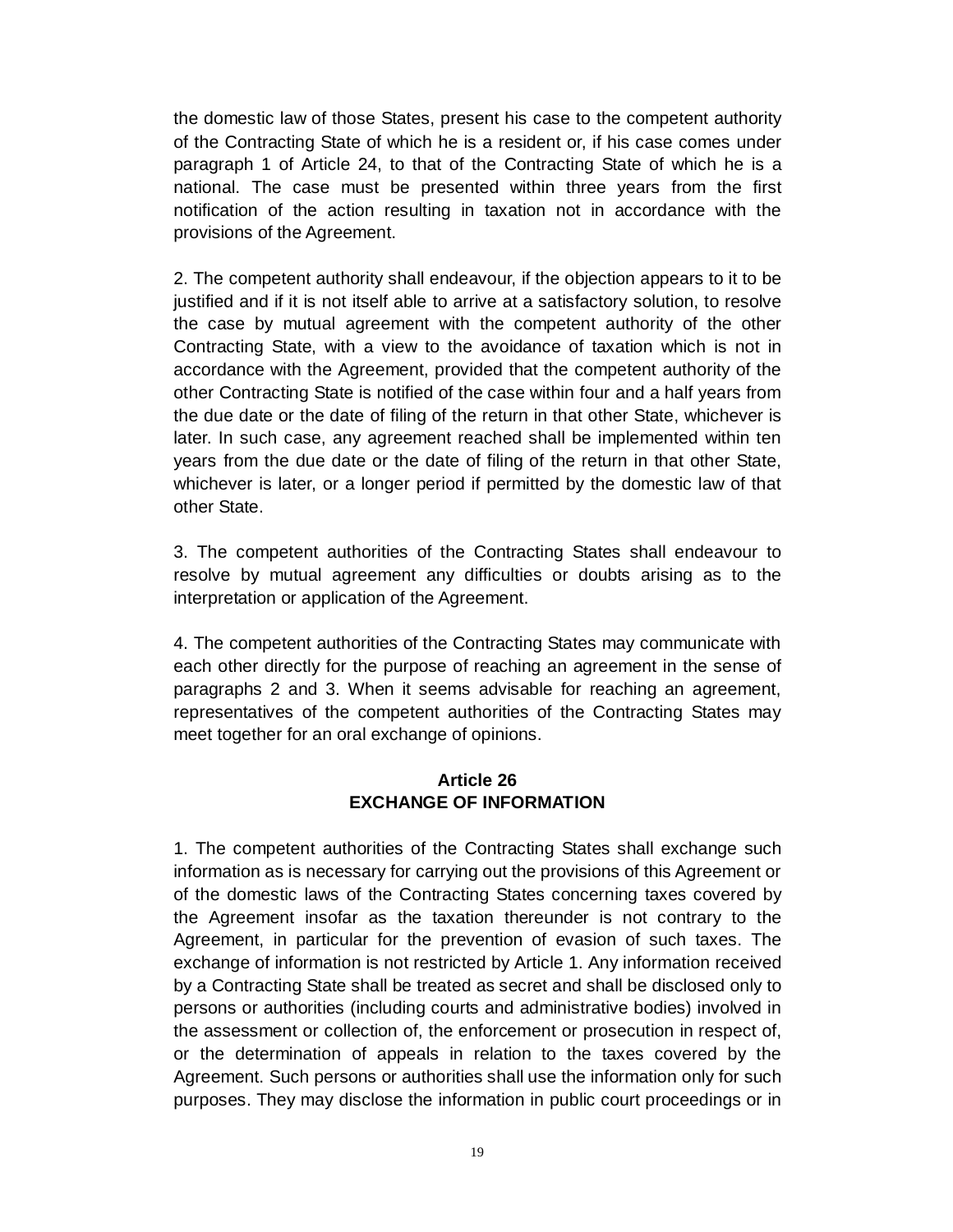the domestic law of those States, present his case to the competent authority of the Contracting State of which he is a resident or, if his case comes under paragraph 1 of Article 24, to that of the Contracting State of which he is a national. The case must be presented within three years from the first notification of the action resulting in taxation not in accordance with the provisions of the Agreement.

2. The competent authority shall endeavour, if the objection appears to it to be justified and if it is not itself able to arrive at a satisfactory solution, to resolve the case by mutual agreement with the competent authority of the other Contracting State, with a view to the avoidance of taxation which is not in accordance with the Agreement, provided that the competent authority of the other Contracting State is notified of the case within four and a half years from the due date or the date of filing of the return in that other State, whichever is later. In such case, any agreement reached shall be implemented within ten years from the due date or the date of filing of the return in that other State, whichever is later, or a longer period if permitted by the domestic law of that other State.

3. The competent authorities of the Contracting States shall endeavour to resolve by mutual agreement any difficulties or doubts arising as to the interpretation or application of the Agreement.

4. The competent authorities of the Contracting States may communicate with each other directly for the purpose of reaching an agreement in the sense of paragraphs 2 and 3. When it seems advisable for reaching an agreement, representatives of the competent authorities of the Contracting States may meet together for an oral exchange of opinions.

## Article 26
## EXCHANGE OF INFORMATION

1. The competent authorities of the Contracting States shall exchange such information as is necessary for carrying out the provisions of this Agreement or of the domestic laws of the Contracting States concerning taxes covered by the Agreement insofar as the taxation thereunder is not contrary to the Agreement, in particular for the prevention of evasion of such taxes. The exchange of information is not restricted by Article 1. Any information received by a Contracting State shall be treated as secret and shall be disclosed only to persons or authorities (including courts and administrative bodies) involved in the assessment or collection of, the enforcement or prosecution in respect of, or the determination of appeals in relation to the taxes covered by the Agreement. Such persons or authorities shall use the information only for such purposes. They may disclose the information in public court proceedings or in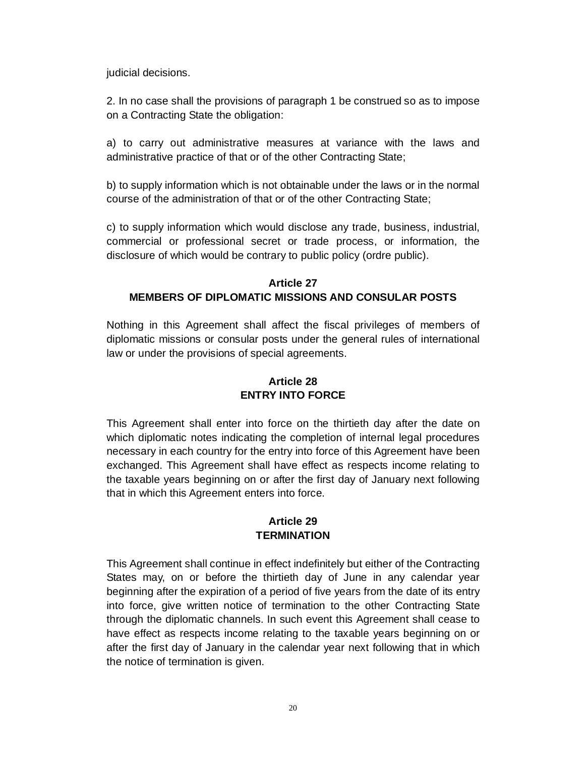judicial decisions.

2. In no case shall the provisions of paragraph 1 be construed so as to impose on a Contracting State the obligation:

a) to carry out administrative measures at variance with the laws and administrative practice of that or of the other Contracting State;

b) to supply information which is not obtainable under the laws or in the normal course of the administration of that or of the other Contracting State;

c) to supply information which would disclose any trade, business, industrial, commercial or professional secret or trade process, or information, the disclosure of which would be contrary to public policy (ordre public).

## Article 27
## MEMBERS OF DIPLOMATIC MISSIONS AND CONSULAR POSTS

Nothing in this Agreement shall affect the fiscal privileges of members of diplomatic missions or consular posts under the general rules of international law or under the provisions of special agreements.

## Article 28
## ENTRY INTO FORCE

This Agreement shall enter into force on the thirtieth day after the date on which diplomatic notes indicating the completion of internal legal procedures necessary in each country for the entry into force of this Agreement have been exchanged. This Agreement shall have effect as respects income relating to the taxable years beginning on or after the first day of January next following that in which this Agreement enters into force.

## Article 29
## TERMINATION

This Agreement shall continue in effect indefinitely but either of the Contracting States may, on or before the thirtieth day of June in any calendar year beginning after the expiration of a period of five years from the date of its entry into force, give written notice of termination to the other Contracting State through the diplomatic channels. In such event this Agreement shall cease to have effect as respects income relating to the taxable years beginning on or after the first day of January in the calendar year next following that in which the notice of termination is given.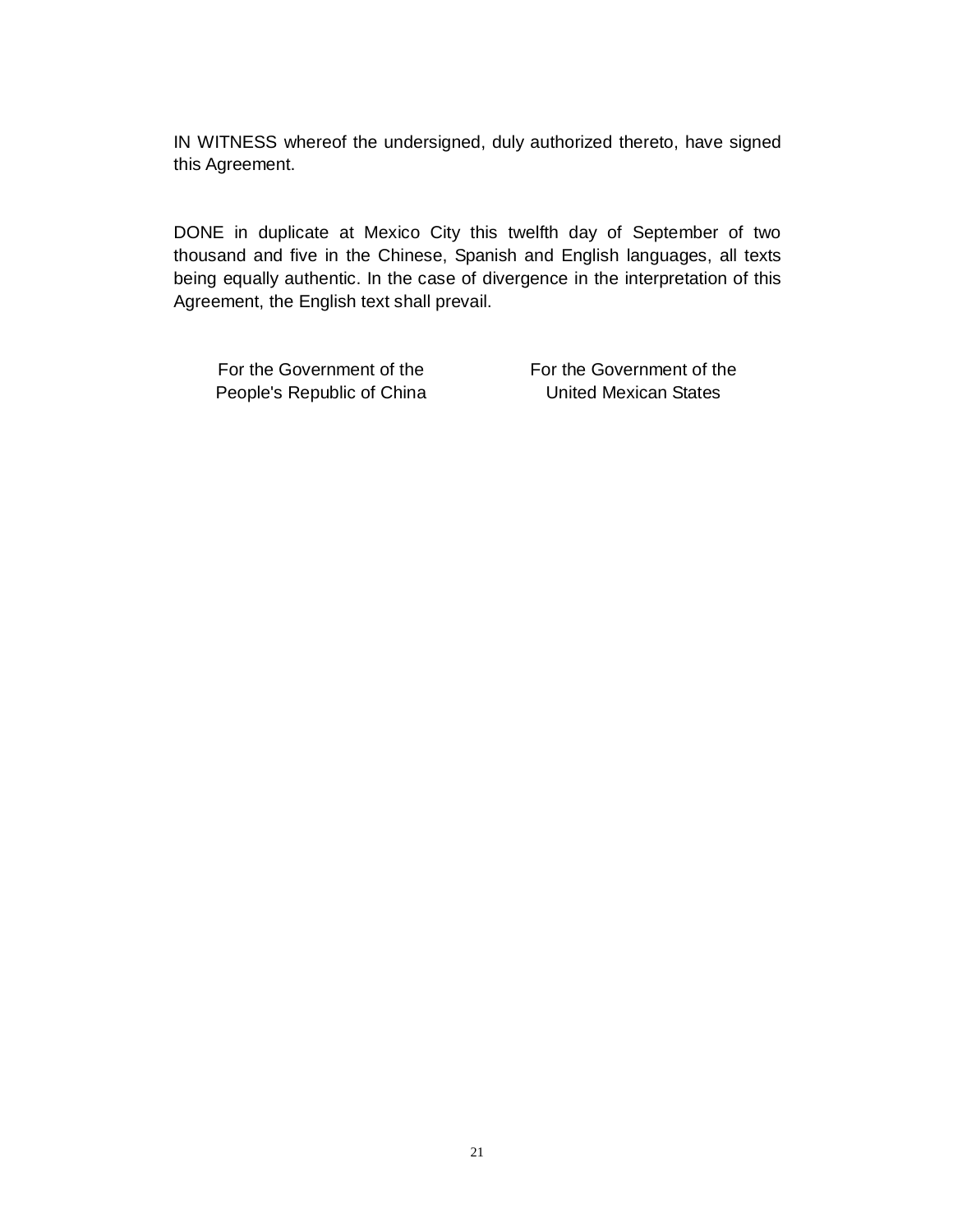IN WITNESS whereof the undersigned, duly authorized thereto, have signed this Agreement.

DONE in duplicate at Mexico City this twelfth day of September of two thousand and five in the Chinese, Spanish and English languages, all texts being equally authentic. In the case of divergence in the interpretation of this Agreement, the English text shall prevail.

| | |
|---|---|
| For the Government of the People's Republic of China | For the Government of the United Mexican States |